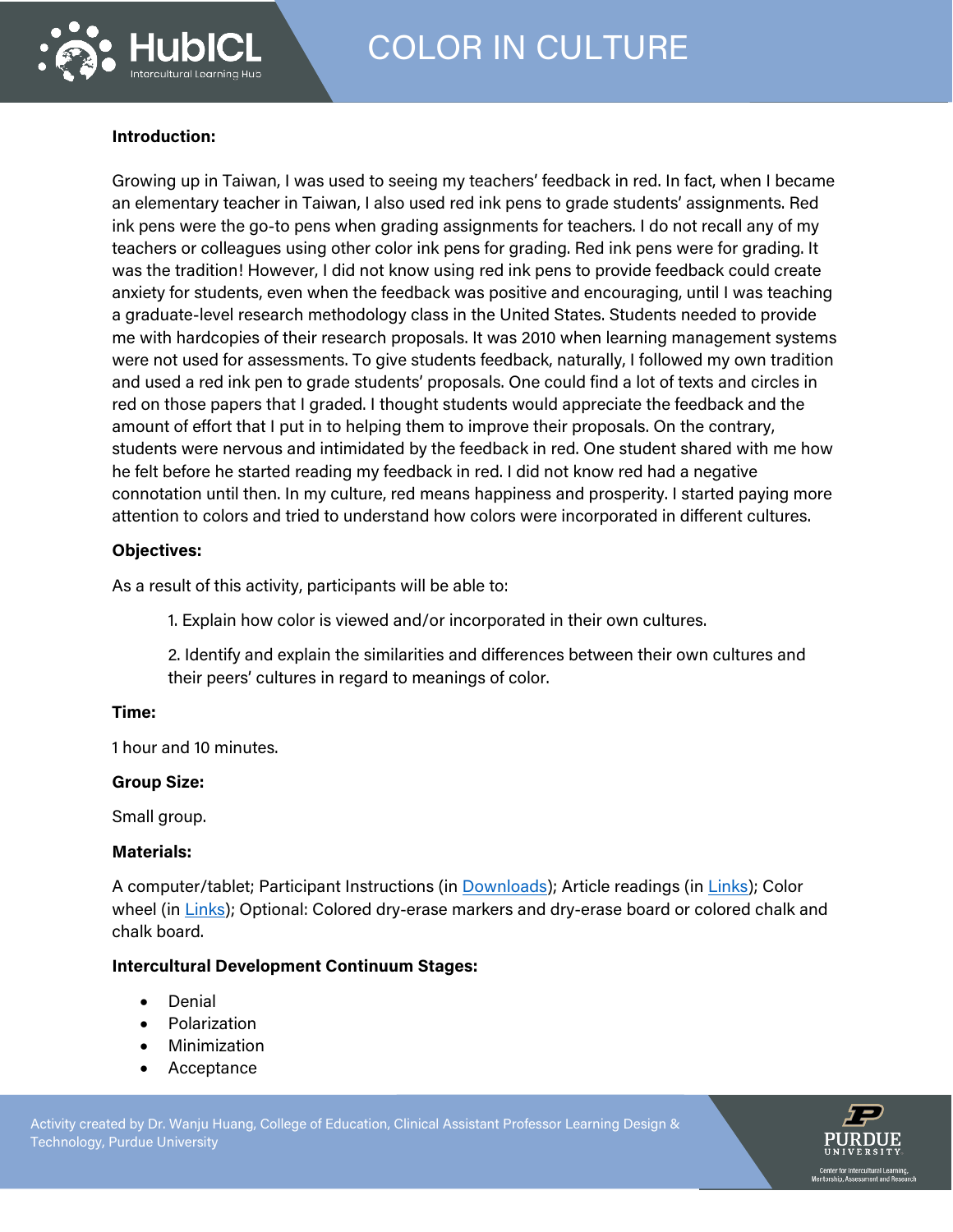# COLOR IN CULTURE

**Introduction:**

Growing up in Taiwan, I was used to seeing my teachers' feedback in red. In fact, when I became an elementary teacher in Taiwan, I also used red ink pens to grade students' assignments. Red ink pens were the go-to pens when grading assignments for teachers. I do not recall any of my teachers or colleagues using other color ink pens for grading. Red ink pens were for grading. It was the tradition! However, I did not know using red ink pens to provide feedback could create anxiety for students, even when the feedback was positive and encouraging, until I was teaching a graduate-level research methodology class in the United States. Students needed to provide me with hardcopies of their research proposals. It was 2010 when learning management systems were not used for assessments. To give students feedback, naturally, I followed my own tradition and used a red ink pen to grade students' proposals. One could find a lot of texts and circles in red on those papers that I graded. I thought students would appreciate the feedback and the amount of effort that I put in to helping them to improve their proposals. On the contrary, students were nervous and intimidated by the feedback in red. One student shared with me how he felt before he started reading my feedback in red. I did not know red had a negative connotation until then. In my culture, red means happiness and prosperity. I started paying more attention to colors and tried to understand how colors were incorporated in different cultures.

**Objectives:**

As a result of this activity, participants will be able to:

1. Explain how color is viewed and/or incorporated in their own cultures.
2. Identify and explain the similarities and differences between their own cultures and their peers' cultures in regard to meanings of color.

**Time:**

1 hour and 10 minutes.

**Group Size:**

Small group.

**Materials:**

A computer/tablet; Participant Instructions (in Downloads); Article readings (in Links); Color wheel (in Links); Optional: Colored dry-erase markers and dry-erase board or colored chalk and chalk board.

**Intercultural Development Continuum Stages:**

- Denial
- Polarization
- Minimization
- Acceptance

Activity created by Dr. Wanju Huang, College of Education, Clinical Assistant Professor Learning Design & Technology, Purdue University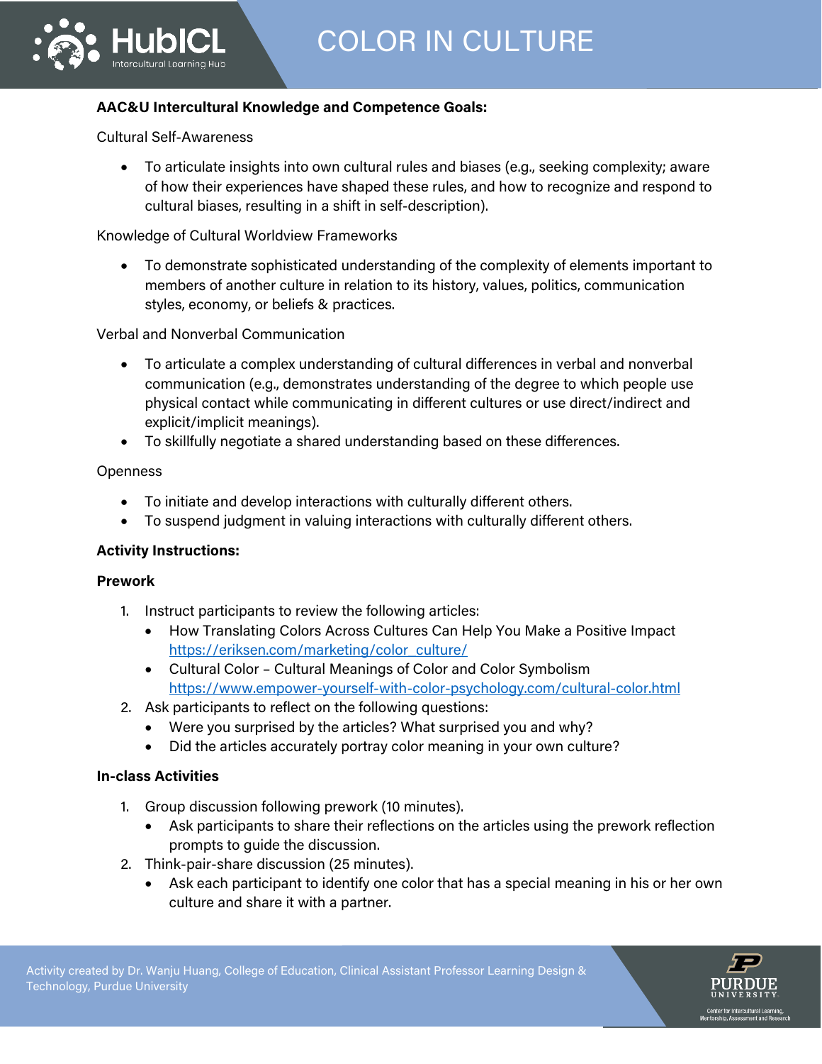**AAC&U Intercultural Knowledge and Competence Goals:**

Cultural Self-Awareness

- To articulate insights into own cultural rules and biases (e.g., seeking complexity; aware of how their experiences have shaped these rules, and how to recognize and respond to cultural biases, resulting in a shift in self-description).

Knowledge of Cultural Worldview Frameworks

- To demonstrate sophisticated understanding of the complexity of elements important to members of another culture in relation to its history, values, politics, communication styles, economy, or beliefs & practices.

Verbal and Nonverbal Communication

- To articulate a complex understanding of cultural differences in verbal and nonverbal communication (e.g., demonstrates understanding of the degree to which people use physical contact while communicating in different cultures or use direct/indirect and explicit/implicit meanings).
- To skillfully negotiate a shared understanding based on these differences.

Openness

- To initiate and develop interactions with culturally different others.
- To suspend judgment in valuing interactions with culturally different others.

**Activity Instructions:**

**Prework**

1. Instruct participants to review the following articles:
   - How Translating Colors Across Cultures Can Help You Make a Positive Impact https://eriksen.com/marketing/color_culture/
   - Cultural Color – Cultural Meanings of Color and Color Symbolism https://www.empower-yourself-with-color-psychology.com/cultural-color.html
2. Ask participants to reflect on the following questions:
   - Were you surprised by the articles? What surprised you and why?
   - Did the articles accurately portray color meaning in your own culture?

**In-class Activities**

1. Group discussion following prework (10 minutes).
   - Ask participants to share their reflections on the articles using the prework reflection prompts to guide the discussion.
2. Think-pair-share discussion (25 minutes).
   - Ask each participant to identify one color that has a special meaning in his or her own culture and share it with a partner.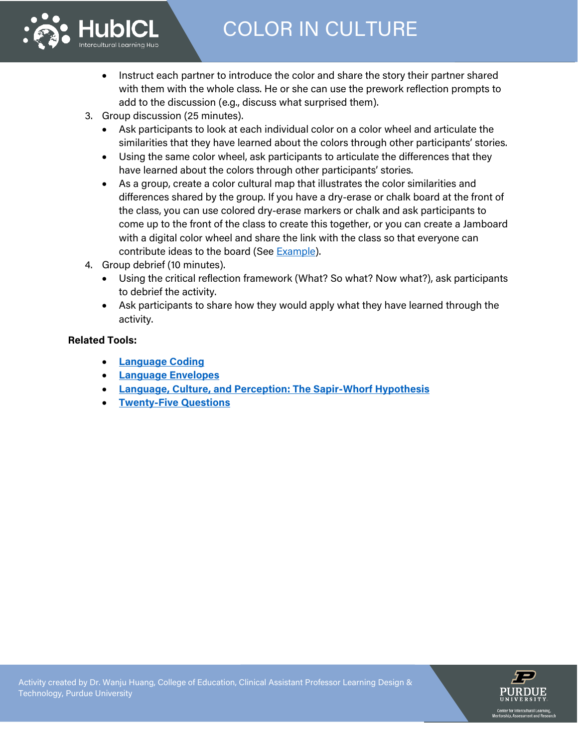- Instruct each partner to introduce the color and share the story their partner shared with them with the whole class. He or she can use the prework reflection prompts to add to the discussion (e.g., discuss what surprised them).

3. Group discussion (25 minutes).
   - Ask participants to look at each individual color on a color wheel and articulate the similarities that they have learned about the colors through other participants' stories.
   - Using the same color wheel, ask participants to articulate the differences that they have learned about the colors through other participants' stories.
   - As a group, create a color cultural map that illustrates the color similarities and differences shared by the group. If you have a dry-erase or chalk board at the front of the class, you can use colored dry-erase markers or chalk and ask participants to come up to the front of the class to create this together, or you can create a Jamboard with a digital color wheel and share the link with the class so that everyone can contribute ideas to the board (See Example).
4. Group debrief (10 minutes).
   - Using the critical reflection framework (What? So what? Now what?), ask participants to debrief the activity.
   - Ask participants to share how they would apply what they have learned through the activity.

**Related Tools:**

- **Language Coding**
- **Language Envelopes**
- **Language, Culture, and Perception: The Sapir-Whorf Hypothesis**
- **Twenty-Five Questions**

Activity created by Dr. Wanju Huang, College of Education, Clinical Assistant Professor Learning Design & Technology, Purdue University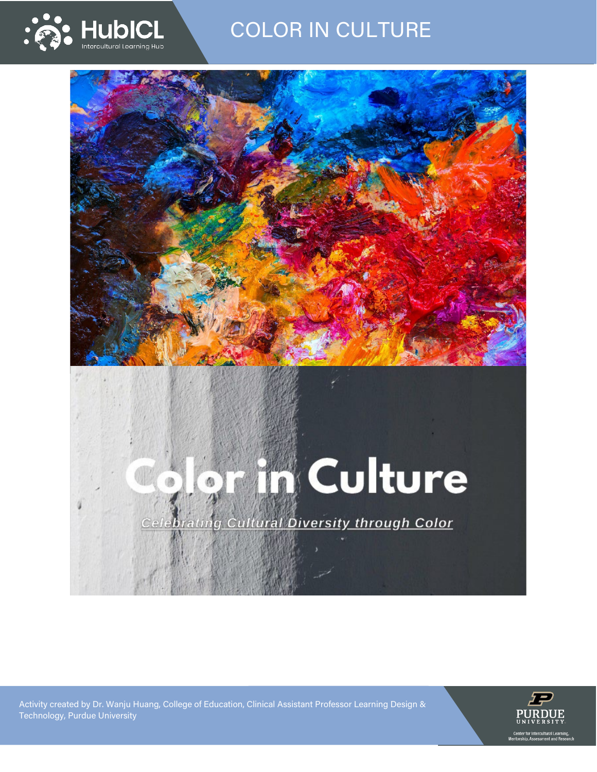# COLOR IN CULTURE

# Color in Culture

*Celebrating Cultural Diversity through Color*

Activity created by Dr. Wanju Huang, College of Education, Clinical Assistant Professor Learning Design & Technology, Purdue University